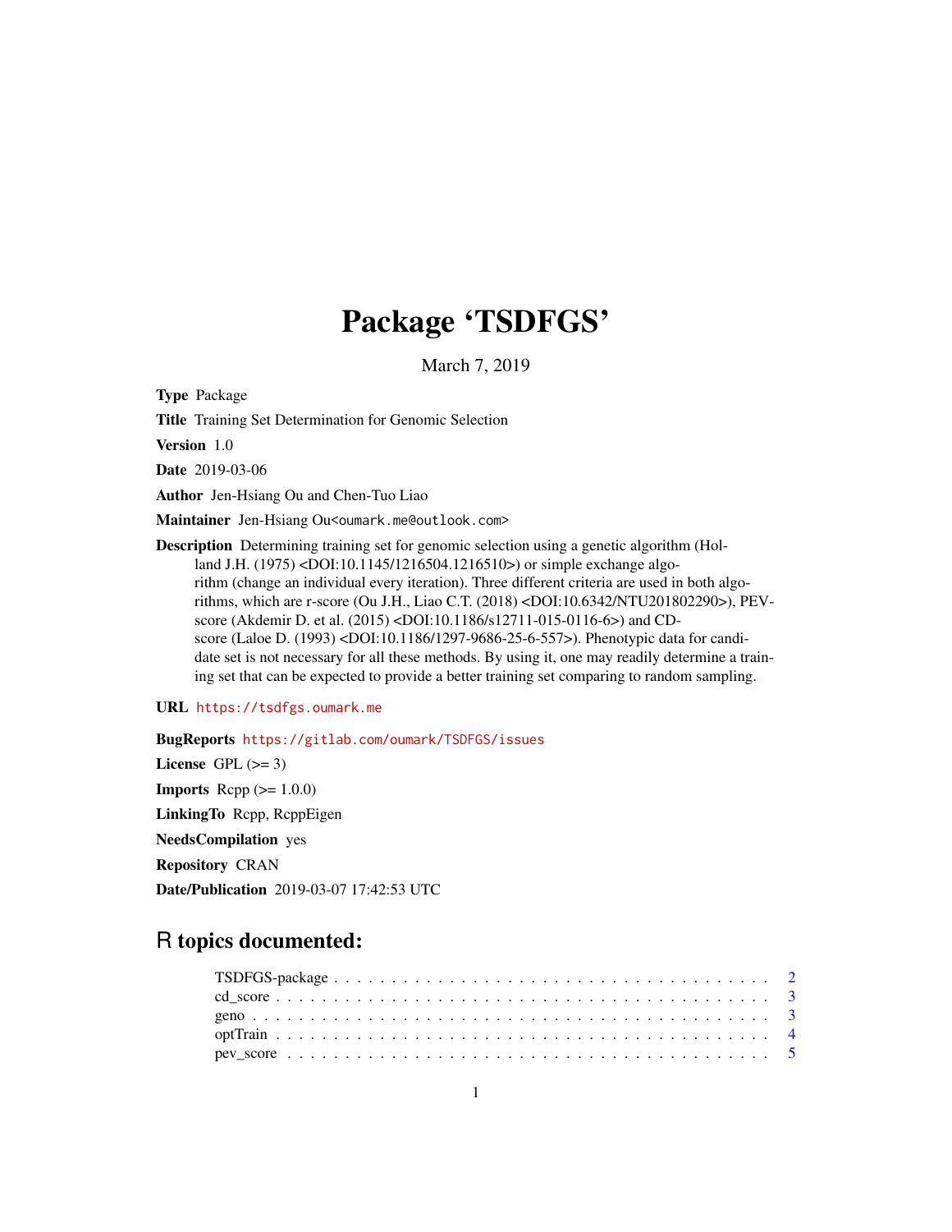# Package 'TSDFGS'

March 7, 2019

**Type** Package

**Title** Training Set Determination for Genomic Selection

**Version** 1.0

**Date** 2019-03-06

**Author** Jen-Hsiang Ou and Chen-Tuo Liao

**Maintainer** Jen-Hsiang Ou<oumark.me@outlook.com>

**Description** Determining training set for genomic selection using a genetic algorithm (Holland J.H. (1975) <DOI:10.1145/1216504.1216510>) or simple exchange algorithm (change an individual every iteration). Three different criteria are used in both algorithms, which are r-score (Ou J.H., Liao C.T. (2018) <DOI:10.6342/NTU201802290>), PEV-score (Akdemir D. et al. (2015) <DOI:10.1186/s12711-015-0116-6>) and CD-score (Laloe D. (1993) <DOI:10.1186/1297-9686-25-6-557>). Phenotypic data for candidate set is not necessary for all these methods. By using it, one may readily determine a training set that can be expected to provide a better training set comparing to random sampling.

**URL** https://tsdfgs.oumark.me

**BugReports** https://gitlab.com/oumark/TSDFGS/issues

**License** GPL (>= 3)

**Imports** Rcpp (>= 1.0.0)

**LinkingTo** Rcpp, RcppEigen

**NeedsCompilation** yes

**Repository** CRAN

**Date/Publication** 2019-03-07 17:42:53 UTC

## R topics documented:

- TSDFGS-package . . . . . . . . . . . . . . . . . . . . . . . . . . . . . . . . . . . 2
- cd_score . . . . . . . . . . . . . . . . . . . . . . . . . . . . . . . . . . . . . . . . 3
- geno . . . . . . . . . . . . . . . . . . . . . . . . . . . . . . . . . . . . . . . . . . 3
- optTrain . . . . . . . . . . . . . . . . . . . . . . . . . . . . . . . . . . . . . . . . 4
- pev_score . . . . . . . . . . . . . . . . . . . . . . . . . . . . . . . . . . . . . . . 5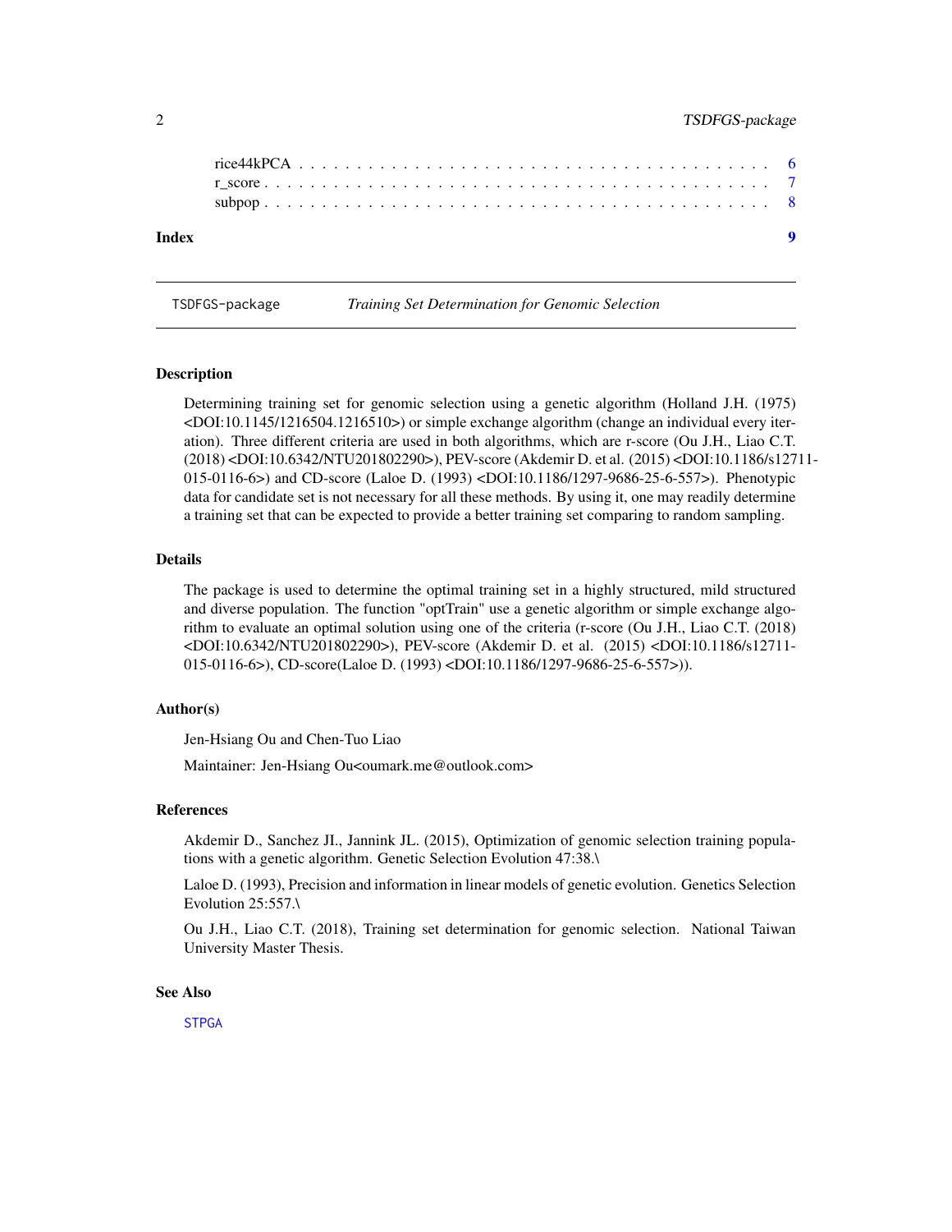rice44kPCA . . . . . . . . . . . . . . . . . . . . . . . . . . . . . . . . . . . . . . 6
r_score . . . . . . . . . . . . . . . . . . . . . . . . . . . . . . . . . . . . . . . . 7
subpop . . . . . . . . . . . . . . . . . . . . . . . . . . . . . . . . . . . . . . . . 8

**Index** **9**

---

TSDFGS-package *Training Set Determination for Genomic Selection*

---

### Description

Determining training set for genomic selection using a genetic algorithm (Holland J.H. (1975) <DOI:10.1145/1216504.1216510>) or simple exchange algorithm (change an individual every iteration). Three different criteria are used in both algorithms, which are r-score (Ou J.H., Liao C.T. (2018) <DOI:10.6342/NTU201802290>), PEV-score (Akdemir D. et al. (2015) <DOI:10.1186/s12711-015-0116-6>) and CD-score (Laloe D. (1993) <DOI:10.1186/1297-9686-25-6-557>). Phenotypic data for candidate set is not necessary for all these methods. By using it, one may readily determine a training set that can be expected to provide a better training set comparing to random sampling.

### Details

The package is used to determine the optimal training set in a highly structured, mild structured and diverse population. The function "optTrain" use a genetic algorithm or simple exchange algorithm to evaluate an optimal solution using one of the criteria (r-score (Ou J.H., Liao C.T. (2018) <DOI:10.6342/NTU201802290>), PEV-score (Akdemir D. et al. (2015) <DOI:10.1186/s12711-015-0116-6>), CD-score(Laloe D. (1993) <DOI:10.1186/1297-9686-25-6-557>)).

### Author(s)

Jen-Hsiang Ou and Chen-Tuo Liao

Maintainer: Jen-Hsiang Ou<oumark.me@outlook.com>

### References

Akdemir D., Sanchez JI., Jannink JL. (2015), Optimization of genomic selection training populations with a genetic algorithm. Genetic Selection Evolution 47:38.\

Laloe D. (1993), Precision and information in linear models of genetic evolution. Genetics Selection Evolution 25:557.\

Ou J.H., Liao C.T. (2018), Training set determination for genomic selection. National Taiwan University Master Thesis.

### See Also

STPGA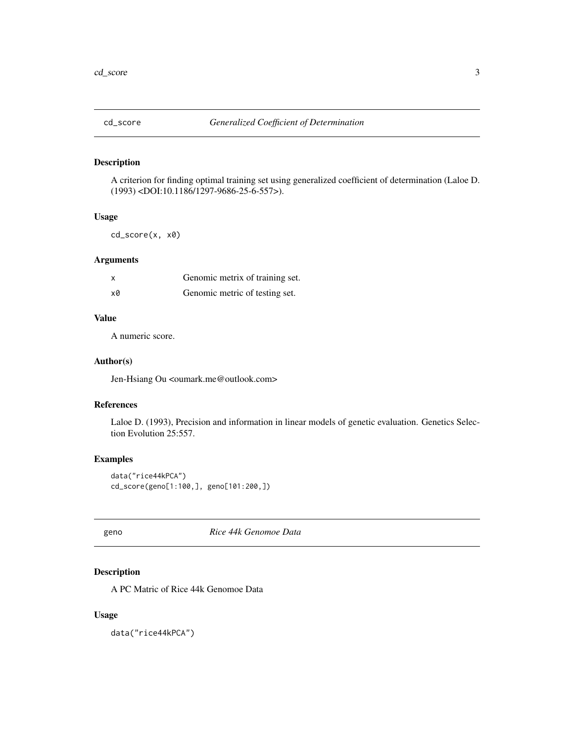## cd_score — *Generalized Coefficient of Determination*

### Description

A criterion for finding optimal training set using generalized coefficient of determination (Laloe D. (1993) <DOI:10.1186/1297-9686-25-6-557>).

### Usage

```
cd_score(x, x0)
```

### Arguments

| | |
|---|---|
| x | Genomic metrix of training set. |
| x0 | Genomic metric of testing set. |

### Value

A numeric score.

### Author(s)

Jen-Hsiang Ou <oumark.me@outlook.com>

### References

Laloe D. (1993), Precision and information in linear models of genetic evaluation. Genetics Selection Evolution 25:557.

### Examples

```
data("rice44kPCA")
cd_score(geno[1:100,], geno[101:200,])
```

## geno — *Rice 44k Genomoe Data*

### Description

A PC Matric of Rice 44k Genomoe Data

### Usage

```
data("rice44kPCA")
```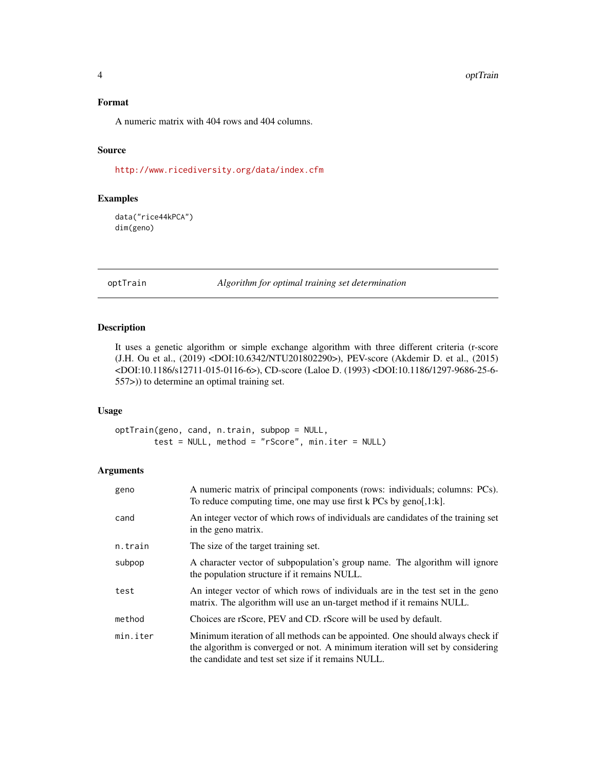### Format

A numeric matrix with 404 rows and 404 columns.

### Source

http://www.ricediversity.org/data/index.cfm

### Examples

```
data("rice44kPCA")
dim(geno)
```

---

## optTrain — *Algorithm for optimal training set determination*

---

### Description

It uses a genetic algorithm or simple exchange algorithm with three different criteria (r-score (J.H. Ou et al., (2019) <DOI:10.6342/NTU201802290>), PEV-score (Akdemir D. et al., (2015) <DOI:10.1186/s12711-015-0116-6>), CD-score (Laloe D. (1993) <DOI:10.1186/1297-9686-25-6-557>)) to determine an optimal training set.

### Usage

```
optTrain(geno, cand, n.train, subpop = NULL,
        test = NULL, method = "rScore", min.iter = NULL)
```

### Arguments

| | |
|---|---|
| geno | A numeric matrix of principal components (rows: individuals; columns: PCs). To reduce computing time, one may use first k PCs by geno[,1:k]. |
| cand | An integer vector of which rows of individuals are candidates of the training set in the geno matrix. |
| n.train | The size of the target training set. |
| subpop | A character vector of subpopulation's group name. The algorithm will ignore the population structure if it remains NULL. |
| test | An integer vector of which rows of individuals are in the test set in the geno matrix. The algorithm will use an un-target method if it remains NULL. |
| method | Choices are rScore, PEV and CD. rScore will be used by default. |
| min.iter | Minimum iteration of all methods can be appointed. One should always check if the algorithm is converged or not. A minimum iteration will set by considering the candidate and test set size if it remains NULL. |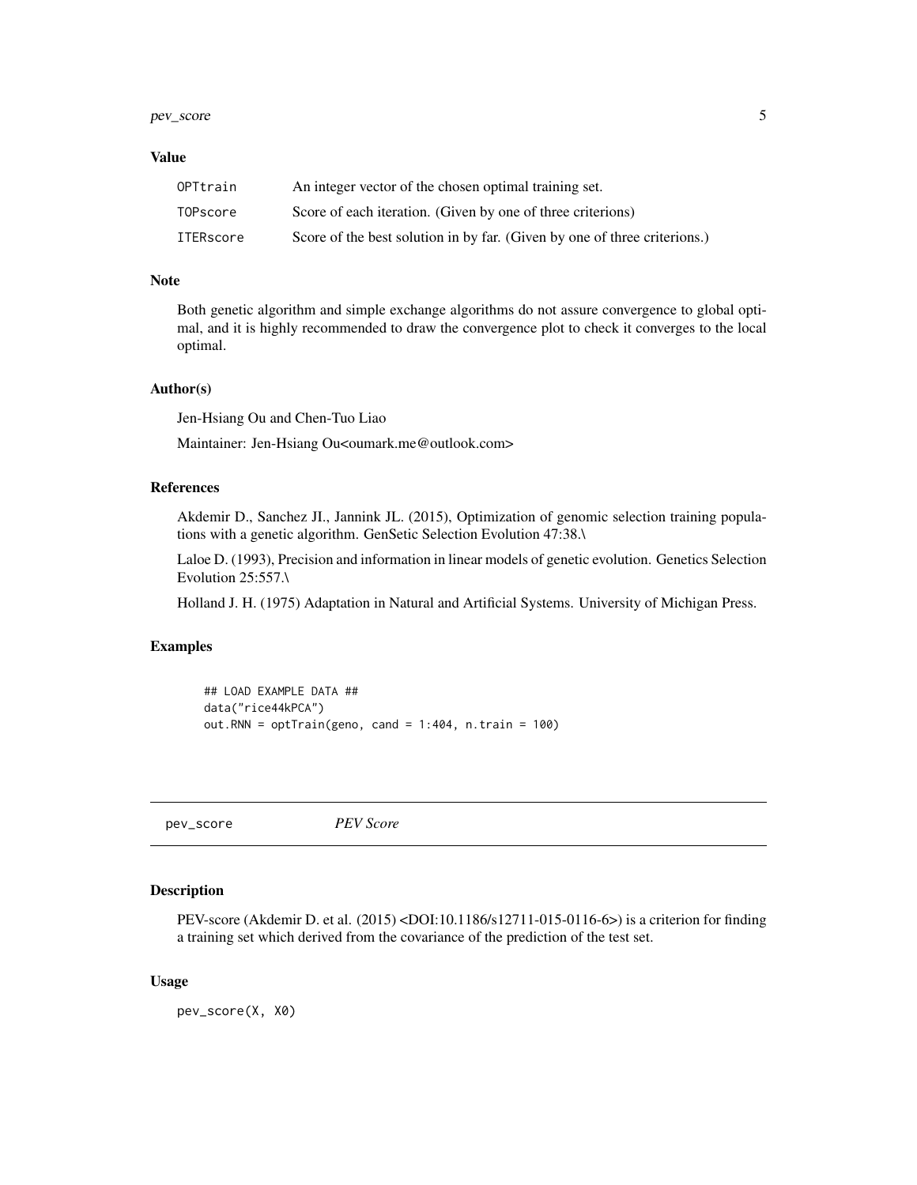### Value

| | |
|---|---|
| OPTtrain | An integer vector of the chosen optimal training set. |
| TOPscore | Score of each iteration. (Given by one of three criterions) |
| ITERscore | Score of the best solution in by far. (Given by one of three criterions.) |

### Note

Both genetic algorithm and simple exchange algorithms do not assure convergence to global optimal, and it is highly recommended to draw the convergence plot to check it converges to the local optimal.

### Author(s)

Jen-Hsiang Ou and Chen-Tuo Liao

Maintainer: Jen-Hsiang Ou<oumark.me@outlook.com>

### References

Akdemir D., Sanchez JI., Jannink JL. (2015), Optimization of genomic selection training populations with a genetic algorithm. GenSetic Selection Evolution 47:38.\

Laloe D. (1993), Precision and information in linear models of genetic evolution. Genetics Selection Evolution 25:557.\

Holland J. H. (1975) Adaptation in Natural and Artificial Systems. University of Michigan Press.

### Examples

```
## LOAD EXAMPLE DATA ##
data("rice44kPCA")
out.RNN = optTrain(geno, cand = 1:404, n.train = 100)
```

---

## pev_score — *PEV Score*

---

### Description

PEV-score (Akdemir D. et al. (2015) <DOI:10.1186/s12711-015-0116-6>) is a criterion for finding a training set which derived from the covariance of the prediction of the test set.

### Usage

```
pev_score(X, X0)
```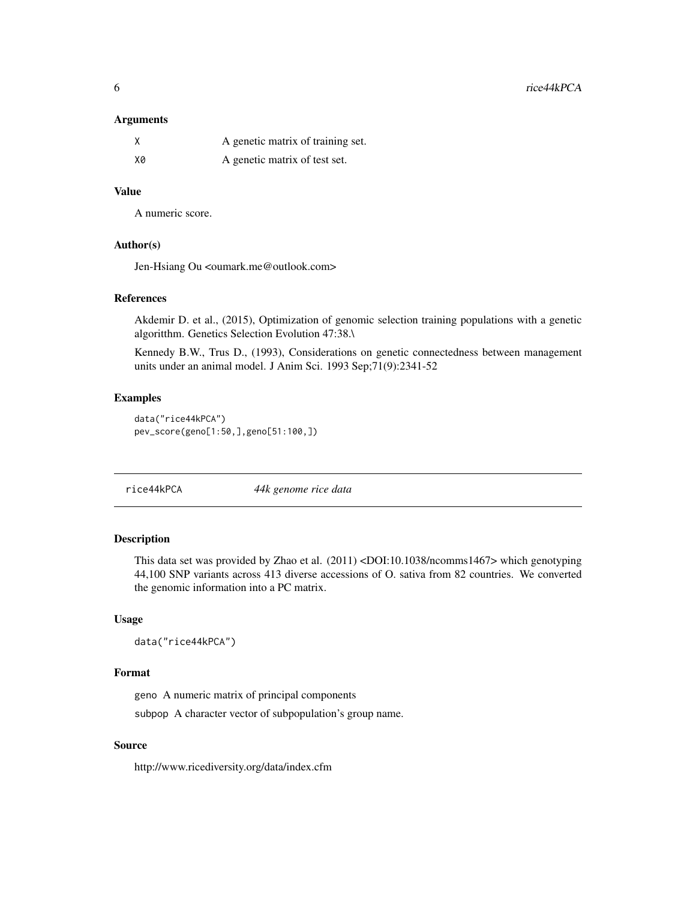### Arguments

| | |
|---|---|
| X | A genetic matrix of training set. |
| X0 | A genetic matrix of test set. |

### Value

A numeric score.

### Author(s)

Jen-Hsiang Ou <oumark.me@outlook.com>

### References

Akdemir D. et al., (2015), Optimization of genomic selection training populations with a genetic algoritthm. Genetics Selection Evolution 47:38.\

Kennedy B.W., Trus D., (1993), Considerations on genetic connectedness between management units under an animal model. J Anim Sci. 1993 Sep;71(9):2341-52

### Examples

```
data("rice44kPCA")
pev_score(geno[1:50,],geno[51:100,])
```

---

## rice44kPCA — *44k genome rice data*

### Description

This data set was provided by Zhao et al. (2011) <DOI:10.1038/ncomms1467> which genotyping 44,100 SNP variants across 413 diverse accessions of O. sativa from 82 countries. We converted the genomic information into a PC matrix.

### Usage

```
data("rice44kPCA")
```

### Format

geno A numeric matrix of principal components

subpop A character vector of subpopulation's group name.

### Source

http://www.ricediversity.org/data/index.cfm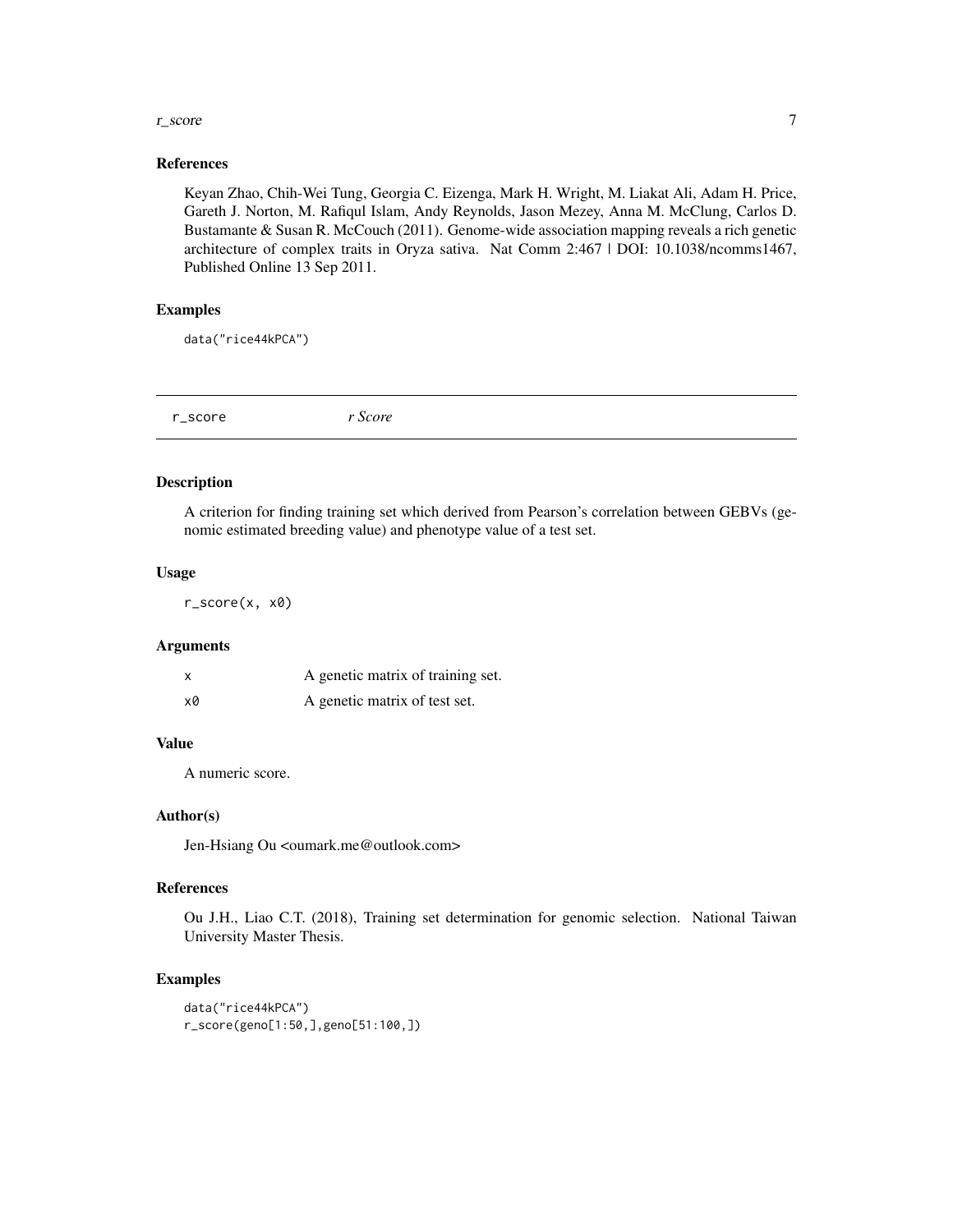### References

Keyan Zhao, Chih-Wei Tung, Georgia C. Eizenga, Mark H. Wright, M. Liakat Ali, Adam H. Price, Gareth J. Norton, M. Rafiqul Islam, Andy Reynolds, Jason Mezey, Anna M. McClung, Carlos D. Bustamante & Susan R. McCouch (2011). Genome-wide association mapping reveals a rich genetic architecture of complex traits in Oryza sativa. Nat Comm 2:467 | DOI: 10.1038/ncomms1467, Published Online 13 Sep 2011.

### Examples

```
data("rice44kPCA")
```

---

## r_score *r Score*

---

### Description

A criterion for finding training set which derived from Pearson's correlation between GEBVs (genomic estimated breeding value) and phenotype value of a test set.

### Usage

```
r_score(x, x0)
```

### Arguments

| | |
|---|---|
| x | A genetic matrix of training set. |
| x0 | A genetic matrix of test set. |

### Value

A numeric score.

### Author(s)

Jen-Hsiang Ou <oumark.me@outlook.com>

### References

Ou J.H., Liao C.T. (2018), Training set determination for genomic selection. National Taiwan University Master Thesis.

### Examples

```
data("rice44kPCA")
r_score(geno[1:50,],geno[51:100,])
```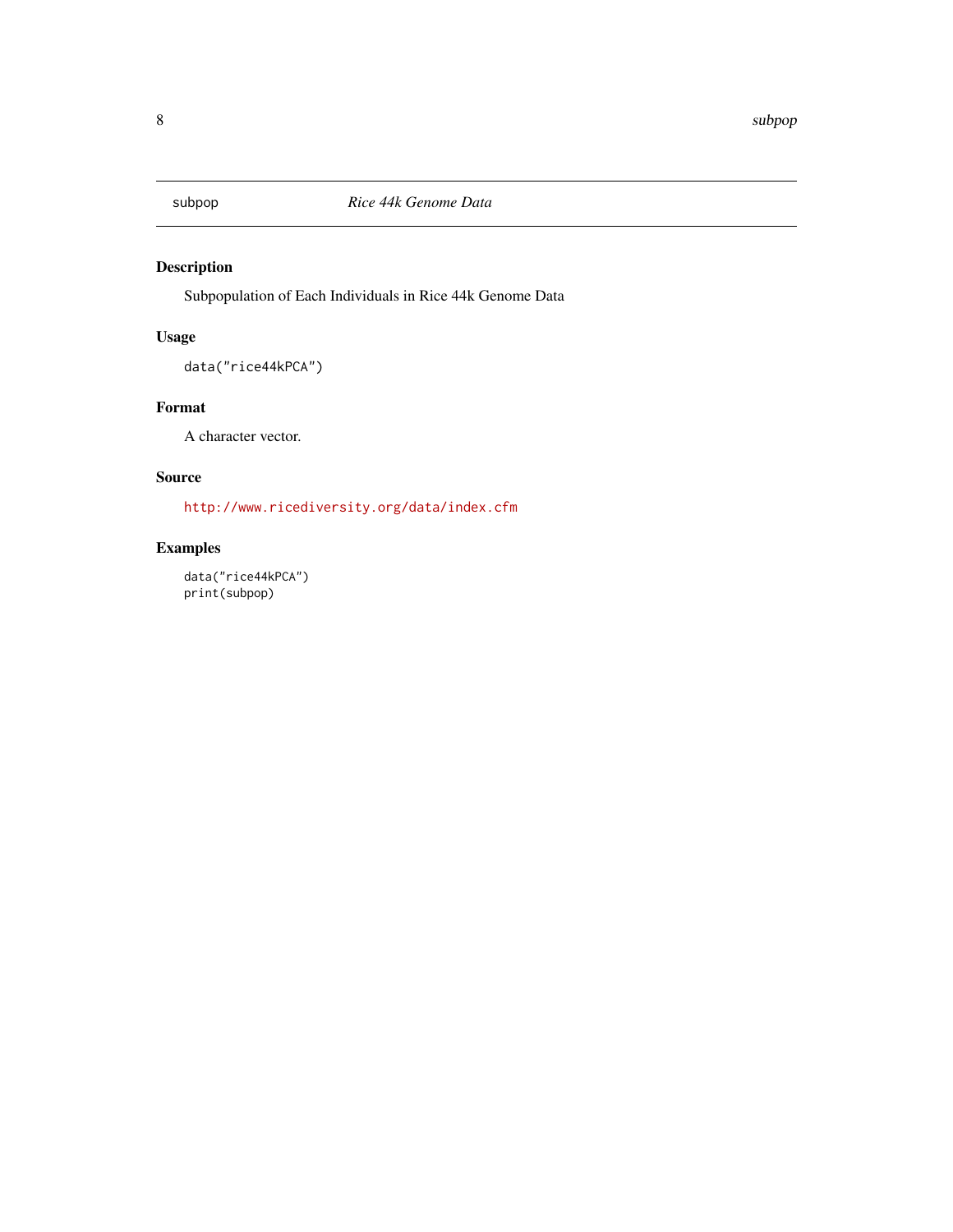subpop — *Rice 44k Genome Data*

## Description

Subpopulation of Each Individuals in Rice 44k Genome Data

## Usage

```
data("rice44kPCA")
```

## Format

A character vector.

## Source

http://www.ricediversity.org/data/index.cfm

## Examples

```
data("rice44kPCA")
print(subpop)
```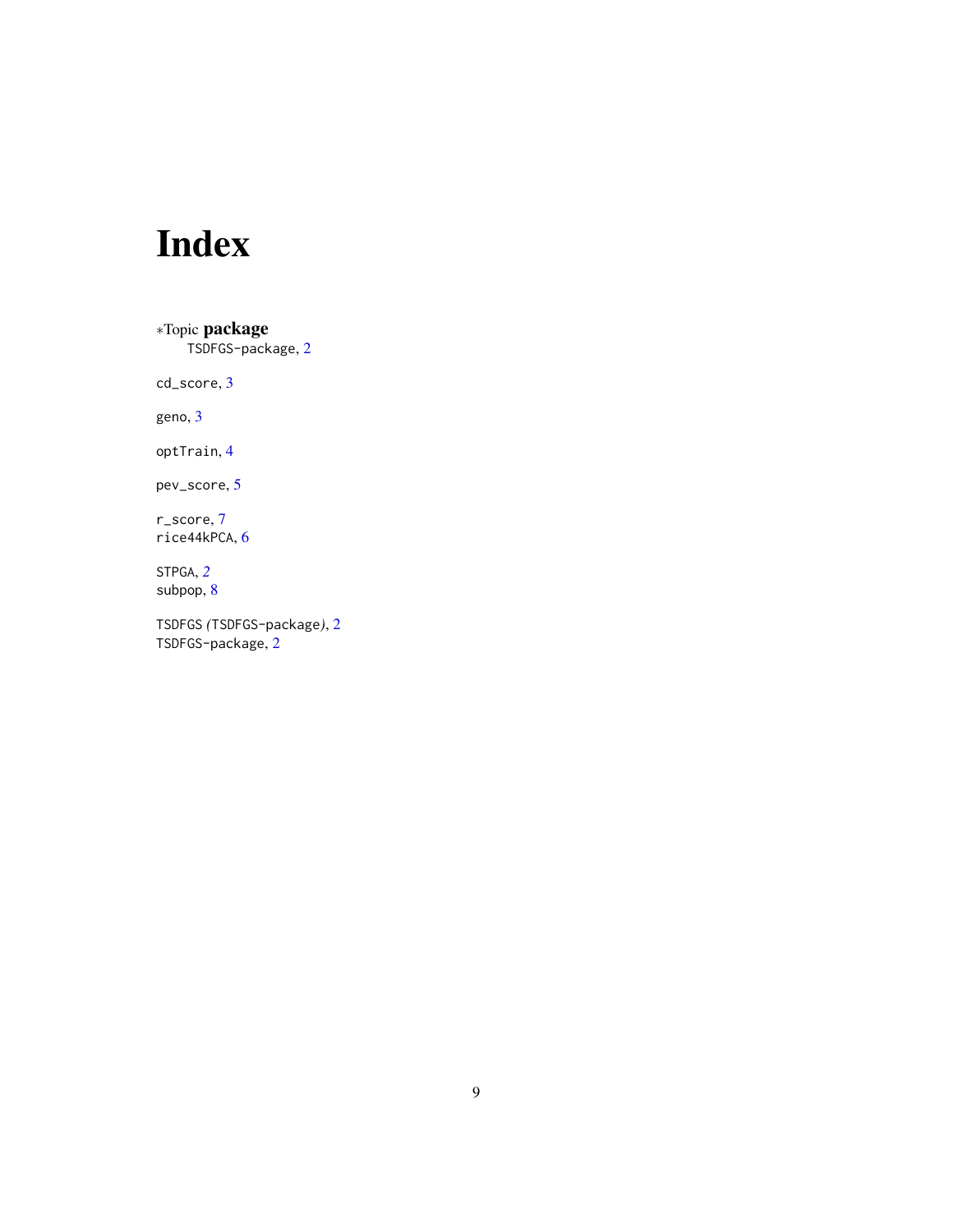# Index

*Topic **package**
    TSDFGS-package, 2

cd_score, 3

geno, 3

optTrain, 4

pev_score, 5

r_score, 7
rice44kPCA, 6

STPGA, *2*
subpop, 8

TSDFGS *(*TSDFGS-package*)*, 2
TSDFGS-package, 2